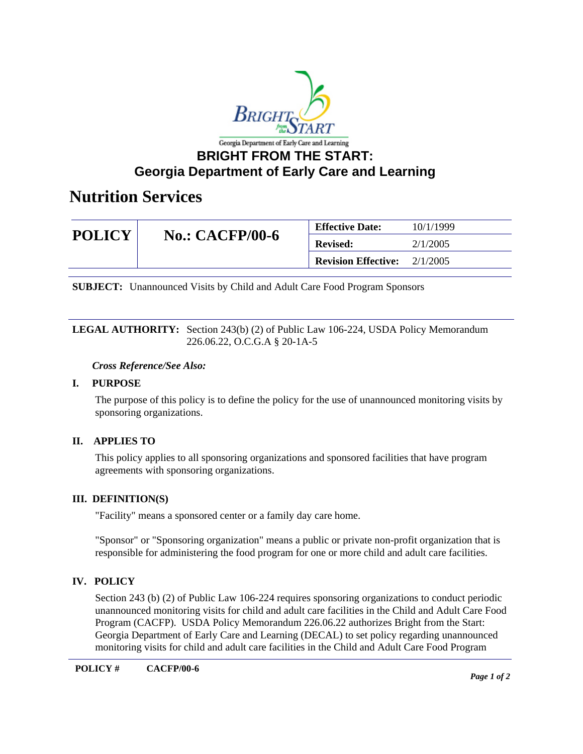# BRIGHT FROM THE START:
# Georgia Department of Early Care and Learning

## Nutrition Services

| POLICY | No.: CACFP/00-6 | Effective Date: | 10/1/1999 |
|---|---|---|---|
| | | Revised: | 2/1/2005 |
| | | Revision Effective: | 2/1/2005 |

**SUBJECT:** Unannounced Visits by Child and Adult Care Food Program Sponsors

**LEGAL AUTHORITY:** Section 243(b) (2) of Public Law 106-224, USDA Policy Memorandum 226.06.22, O.C.G.A § 20-1A-5

***Cross Reference/See Also:***

### I. PURPOSE

The purpose of this policy is to define the policy for the use of unannounced monitoring visits by sponsoring organizations.

### II. APPLIES TO

This policy applies to all sponsoring organizations and sponsored facilities that have program agreements with sponsoring organizations.

### III. DEFINITION(S)

"Facility" means a sponsored center or a family day care home.

"Sponsor" or "Sponsoring organization" means a public or private non-profit organization that is responsible for administering the food program for one or more child and adult care facilities.

### IV. POLICY

Section 243 (b) (2) of Public Law 106-224 requires sponsoring organizations to conduct periodic unannounced monitoring visits for child and adult care facilities in the Child and Adult Care Food Program (CACFP). USDA Policy Memorandum 226.06.22 authorizes Bright from the Start: Georgia Department of Early Care and Learning (DECAL) to set policy regarding unannounced monitoring visits for child and adult care facilities in the Child and Adult Care Food Program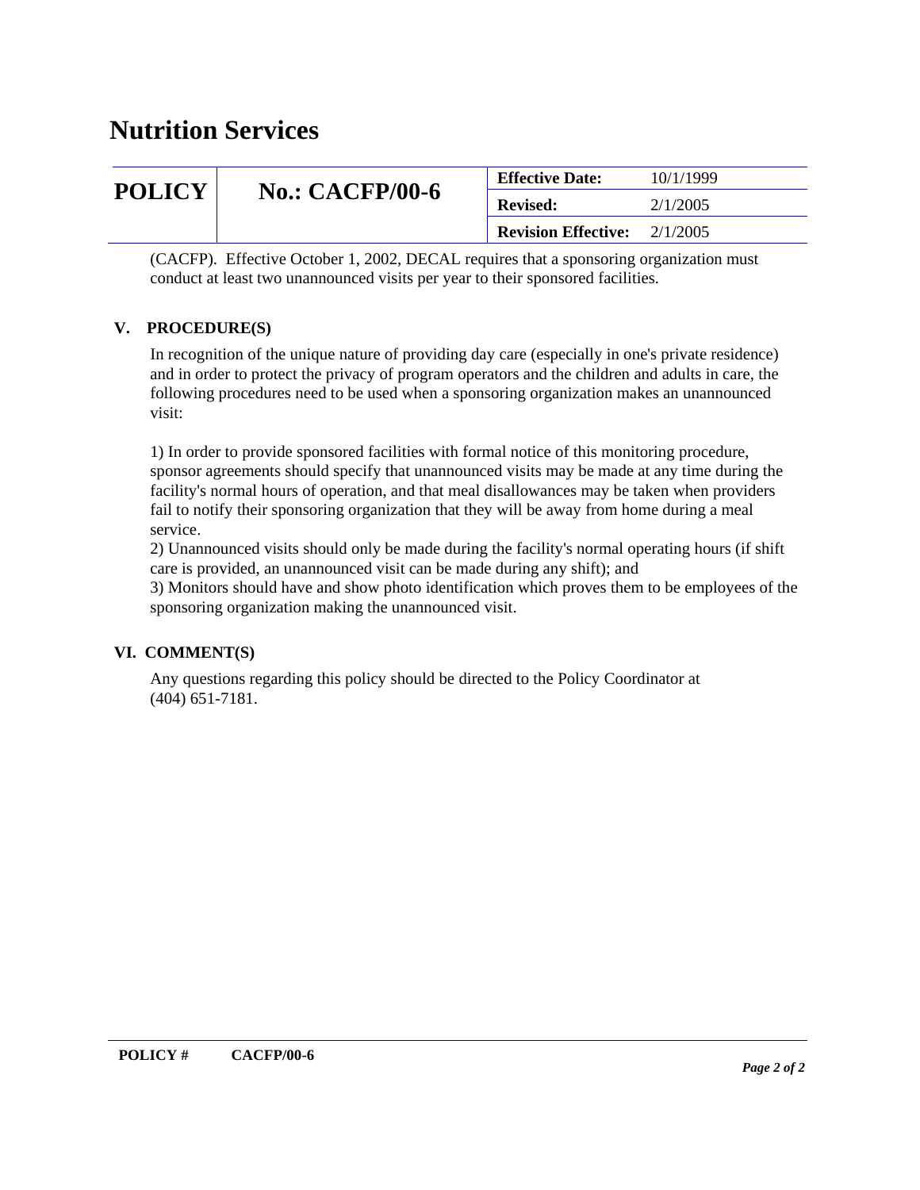(CACFP). Effective October 1, 2002, DECAL requires that a sponsoring organization must conduct at least two unannounced visits per year to their sponsored facilities.

## V. PROCEDURE(S)

In recognition of the unique nature of providing day care (especially in one's private residence) and in order to protect the privacy of program operators and the children and adults in care, the following procedures need to be used when a sponsoring organization makes an unannounced visit:

1) In order to provide sponsored facilities with formal notice of this monitoring procedure, sponsor agreements should specify that unannounced visits may be made at any time during the facility's normal hours of operation, and that meal disallowances may be taken when providers fail to notify their sponsoring organization that they will be away from home during a meal service.
2) Unannounced visits should only be made during the facility's normal operating hours (if shift care is provided, an unannounced visit can be made during any shift); and
3) Monitors should have and show photo identification which proves them to be employees of the sponsoring organization making the unannounced visit.

## VI. COMMENT(S)

Any questions regarding this policy should be directed to the Policy Coordinator at (404) 651-7181.